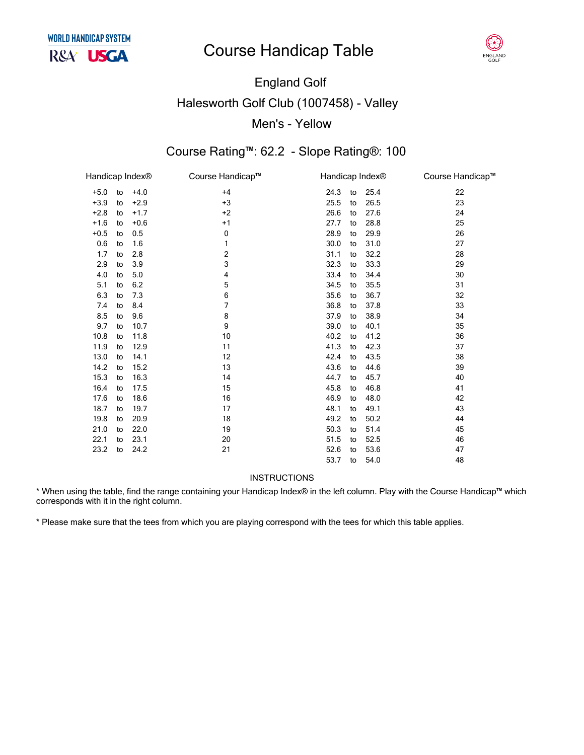WORLD HANDICAP SYSTEM

R&A USGA

# Course Handicap Table

ENGLAND GOLF

## England Golf

## Halesworth Golf Club (1007458) - Valley

## Men's - Yellow

### Course Rating™: 62.2 - Slope Rating®: 100

| Handicap Index® | Course Handicap™ | Handicap Index® | Course Handicap™ |
|---|---|---|---|
| +5.0 to +4.0 | +4 | 24.3 to 25.4 | 22 |
| +3.9 to +2.9 | +3 | 25.5 to 26.5 | 23 |
| +2.8 to +1.7 | +2 | 26.6 to 27.6 | 24 |
| +1.6 to +0.6 | +1 | 27.7 to 28.8 | 25 |
| +0.5 to 0.5 | 0 | 28.9 to 29.9 | 26 |
| 0.6 to 1.6 | 1 | 30.0 to 31.0 | 27 |
| 1.7 to 2.8 | 2 | 31.1 to 32.2 | 28 |
| 2.9 to 3.9 | 3 | 32.3 to 33.3 | 29 |
| 4.0 to 5.0 | 4 | 33.4 to 34.4 | 30 |
| 5.1 to 6.2 | 5 | 34.5 to 35.5 | 31 |
| 6.3 to 7.3 | 6 | 35.6 to 36.7 | 32 |
| 7.4 to 8.4 | 7 | 36.8 to 37.8 | 33 |
| 8.5 to 9.6 | 8 | 37.9 to 38.9 | 34 |
| 9.7 to 10.7 | 9 | 39.0 to 40.1 | 35 |
| 10.8 to 11.8 | 10 | 40.2 to 41.2 | 36 |
| 11.9 to 12.9 | 11 | 41.3 to 42.3 | 37 |
| 13.0 to 14.1 | 12 | 42.4 to 43.5 | 38 |
| 14.2 to 15.2 | 13 | 43.6 to 44.6 | 39 |
| 15.3 to 16.3 | 14 | 44.7 to 45.7 | 40 |
| 16.4 to 17.5 | 15 | 45.8 to 46.8 | 41 |
| 17.6 to 18.6 | 16 | 46.9 to 48.0 | 42 |
| 18.7 to 19.7 | 17 | 48.1 to 49.1 | 43 |
| 19.8 to 20.9 | 18 | 49.2 to 50.2 | 44 |
| 21.0 to 22.0 | 19 | 50.3 to 51.4 | 45 |
| 22.1 to 23.1 | 20 | 51.5 to 52.5 | 46 |
| 23.2 to 24.2 | 21 | 52.6 to 53.6 | 47 |
| | | 53.7 to 54.0 | 48 |

INSTRUCTIONS

* When using the table, find the range containing your Handicap Index® in the left column. Play with the Course Handicap™ which corresponds with it in the right column.

* Please make sure that the tees from which you are playing correspond with the tees for which this table applies.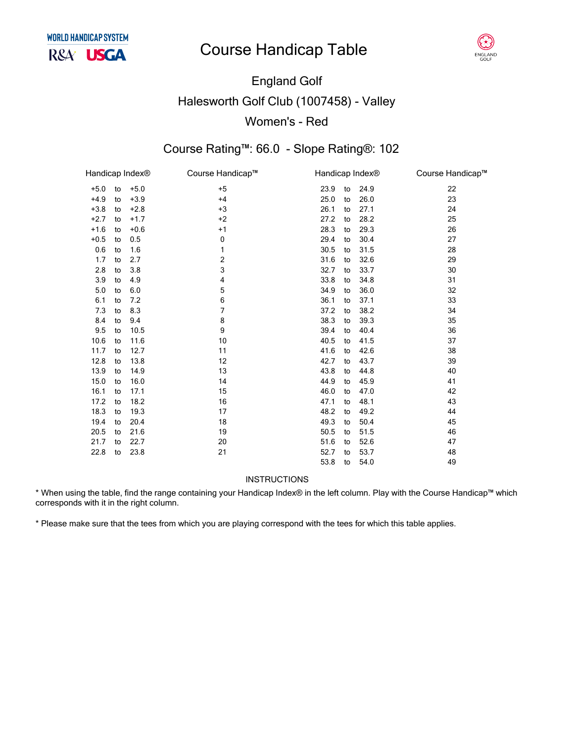WORLD HANDICAP SYSTEM

R&A USGA

# Course Handicap Table

ENGLAND GOLF

## England Golf

## Halesworth Golf Club (1007458) - Valley

## Women's - Red

### Course Rating™: 66.0 - Slope Rating®: 102

| Handicap Index® | Course Handicap™ | Handicap Index® | Course Handicap™ |
|---|---|---|---|
| +5.0 to +5.0 | +5 | 23.9 to 24.9 | 22 |
| +4.9 to +3.9 | +4 | 25.0 to 26.0 | 23 |
| +3.8 to +2.8 | +3 | 26.1 to 27.1 | 24 |
| +2.7 to +1.7 | +2 | 27.2 to 28.2 | 25 |
| +1.6 to +0.6 | +1 | 28.3 to 29.3 | 26 |
| +0.5 to 0.5 | 0 | 29.4 to 30.4 | 27 |
| 0.6 to 1.6 | 1 | 30.5 to 31.5 | 28 |
| 1.7 to 2.7 | 2 | 31.6 to 32.6 | 29 |
| 2.8 to 3.8 | 3 | 32.7 to 33.7 | 30 |
| 3.9 to 4.9 | 4 | 33.8 to 34.8 | 31 |
| 5.0 to 6.0 | 5 | 34.9 to 36.0 | 32 |
| 6.1 to 7.2 | 6 | 36.1 to 37.1 | 33 |
| 7.3 to 8.3 | 7 | 37.2 to 38.2 | 34 |
| 8.4 to 9.4 | 8 | 38.3 to 39.3 | 35 |
| 9.5 to 10.5 | 9 | 39.4 to 40.4 | 36 |
| 10.6 to 11.6 | 10 | 40.5 to 41.5 | 37 |
| 11.7 to 12.7 | 11 | 41.6 to 42.6 | 38 |
| 12.8 to 13.8 | 12 | 42.7 to 43.7 | 39 |
| 13.9 to 14.9 | 13 | 43.8 to 44.8 | 40 |
| 15.0 to 16.0 | 14 | 44.9 to 45.9 | 41 |
| 16.1 to 17.1 | 15 | 46.0 to 47.0 | 42 |
| 17.2 to 18.2 | 16 | 47.1 to 48.1 | 43 |
| 18.3 to 19.3 | 17 | 48.2 to 49.2 | 44 |
| 19.4 to 20.4 | 18 | 49.3 to 50.4 | 45 |
| 20.5 to 21.6 | 19 | 50.5 to 51.5 | 46 |
| 21.7 to 22.7 | 20 | 51.6 to 52.6 | 47 |
| 22.8 to 23.8 | 21 | 52.7 to 53.7 | 48 |
| | | 53.8 to 54.0 | 49 |

INSTRUCTIONS

* When using the table, find the range containing your Handicap Index® in the left column. Play with the Course Handicap™ which corresponds with it in the right column.

* Please make sure that the tees from which you are playing correspond with the tees for which this table applies.